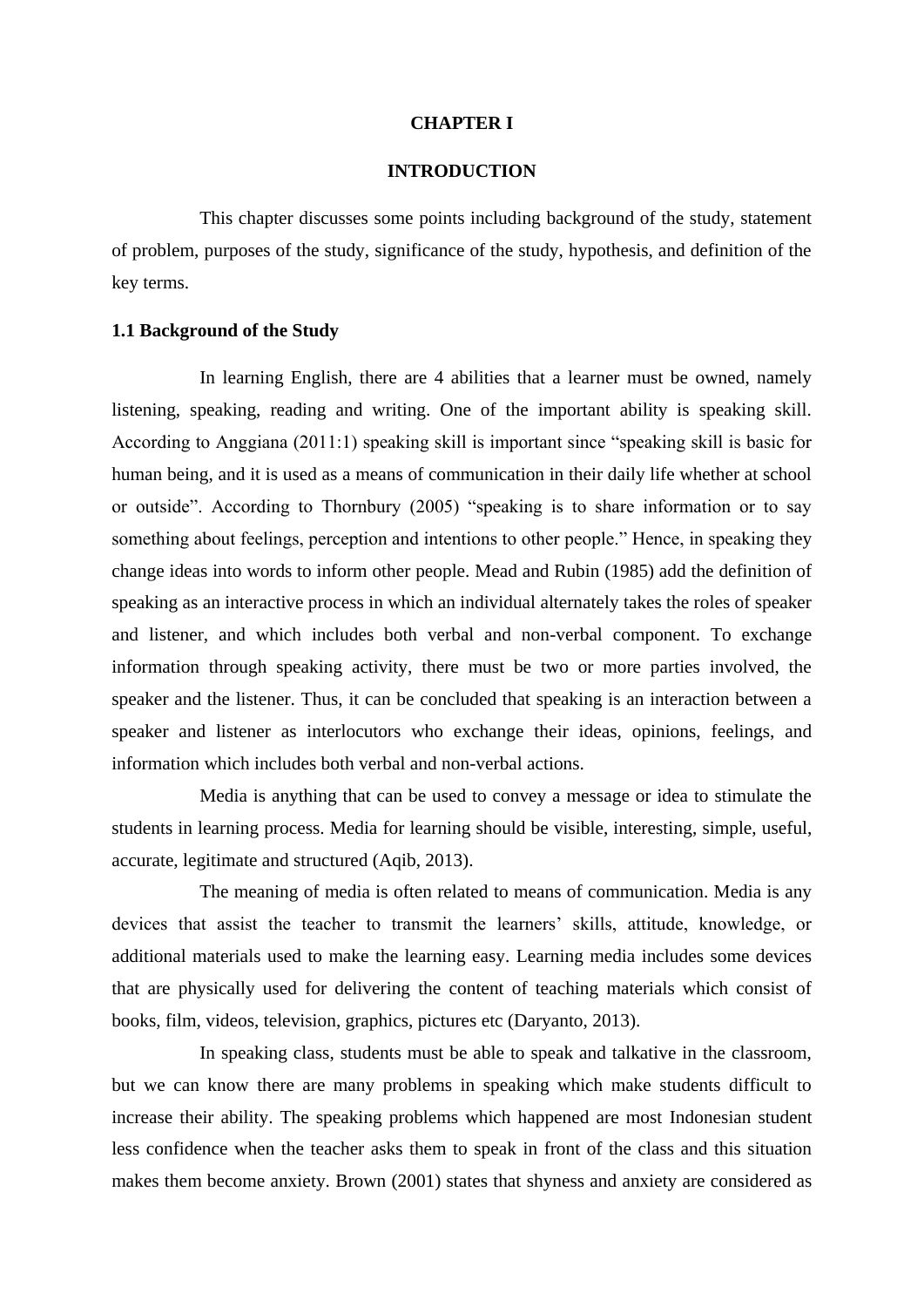# CHAPTER I

# INTRODUCTION

This chapter discusses some points including background of the study, statement of problem, purposes of the study, significance of the study, hypothesis, and definition of the key terms.

## 1.1 Background of the Study

In learning English, there are 4 abilities that a learner must be owned, namely listening, speaking, reading and writing. One of the important ability is speaking skill. According to Anggiana (2011:1) speaking skill is important since "speaking skill is basic for human being, and it is used as a means of communication in their daily life whether at school or outside". According to Thornbury (2005) "speaking is to share information or to say something about feelings, perception and intentions to other people." Hence, in speaking they change ideas into words to inform other people. Mead and Rubin (1985) add the definition of speaking as an interactive process in which an individual alternately takes the roles of speaker and listener, and which includes both verbal and non-verbal component. To exchange information through speaking activity, there must be two or more parties involved, the speaker and the listener. Thus, it can be concluded that speaking is an interaction between a speaker and listener as interlocutors who exchange their ideas, opinions, feelings, and information which includes both verbal and non-verbal actions.

Media is anything that can be used to convey a message or idea to stimulate the students in learning process. Media for learning should be visible, interesting, simple, useful, accurate, legitimate and structured (Aqib, 2013).

The meaning of media is often related to means of communication. Media is any devices that assist the teacher to transmit the learners' skills, attitude, knowledge, or additional materials used to make the learning easy. Learning media includes some devices that are physically used for delivering the content of teaching materials which consist of books, film, videos, television, graphics, pictures etc (Daryanto, 2013).

In speaking class, students must be able to speak and talkative in the classroom, but we can know there are many problems in speaking which make students difficult to increase their ability. The speaking problems which happened are most Indonesian student less confidence when the teacher asks them to speak in front of the class and this situation makes them become anxiety. Brown (2001) states that shyness and anxiety are considered as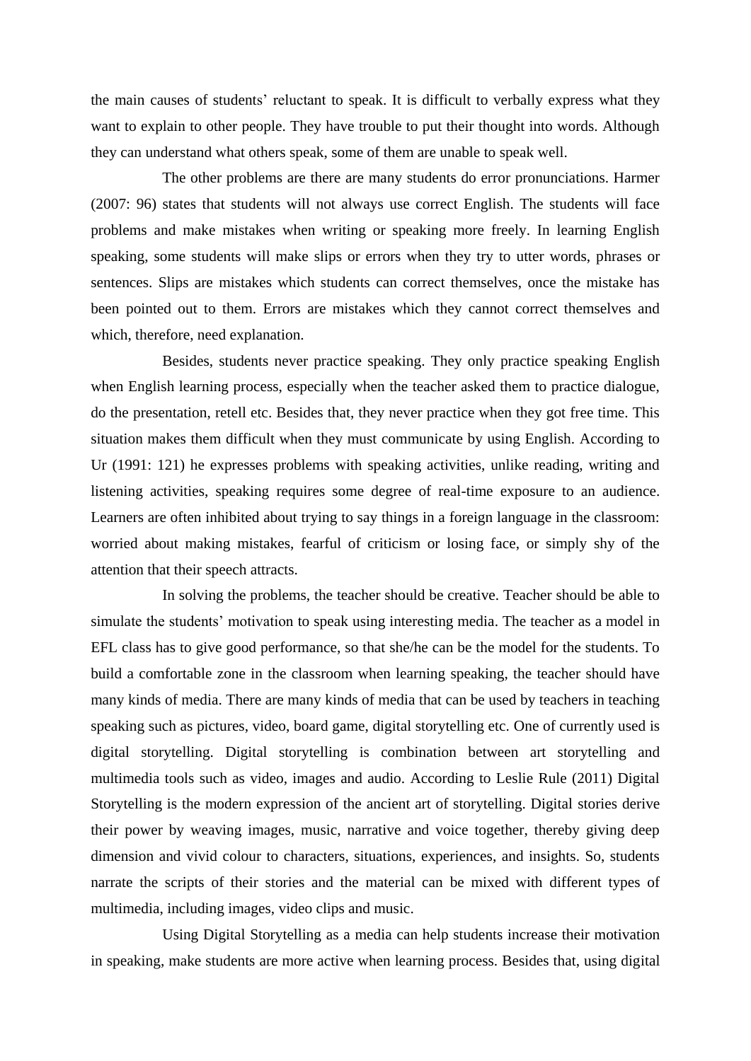the main causes of students' reluctant to speak. It is difficult to verbally express what they want to explain to other people. They have trouble to put their thought into words. Although they can understand what others speak, some of them are unable to speak well.

The other problems are there are many students do error pronunciations. Harmer (2007: 96) states that students will not always use correct English. The students will face problems and make mistakes when writing or speaking more freely. In learning English speaking, some students will make slips or errors when they try to utter words, phrases or sentences. Slips are mistakes which students can correct themselves, once the mistake has been pointed out to them. Errors are mistakes which they cannot correct themselves and which, therefore, need explanation.

Besides, students never practice speaking. They only practice speaking English when English learning process, especially when the teacher asked them to practice dialogue, do the presentation, retell etc. Besides that, they never practice when they got free time. This situation makes them difficult when they must communicate by using English. According to Ur (1991: 121) he expresses problems with speaking activities, unlike reading, writing and listening activities, speaking requires some degree of real-time exposure to an audience. Learners are often inhibited about trying to say things in a foreign language in the classroom: worried about making mistakes, fearful of criticism or losing face, or simply shy of the attention that their speech attracts.

In solving the problems, the teacher should be creative. Teacher should be able to simulate the students' motivation to speak using interesting media. The teacher as a model in EFL class has to give good performance, so that she/he can be the model for the students. To build a comfortable zone in the classroom when learning speaking, the teacher should have many kinds of media. There are many kinds of media that can be used by teachers in teaching speaking such as pictures, video, board game, digital storytelling etc. One of currently used is digital storytelling. Digital storytelling is combination between art storytelling and multimedia tools such as video, images and audio. According to Leslie Rule (2011) Digital Storytelling is the modern expression of the ancient art of storytelling. Digital stories derive their power by weaving images, music, narrative and voice together, thereby giving deep dimension and vivid colour to characters, situations, experiences, and insights. So, students narrate the scripts of their stories and the material can be mixed with different types of multimedia, including images, video clips and music.

Using Digital Storytelling as a media can help students increase their motivation in speaking, make students are more active when learning process. Besides that, using digital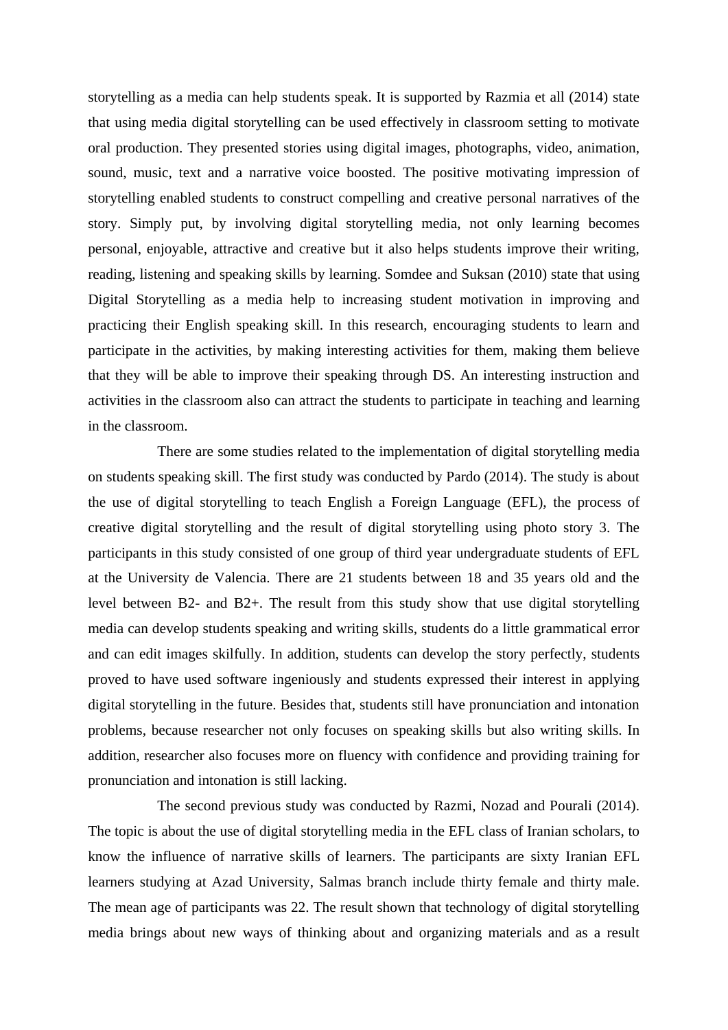storytelling as a media can help students speak. It is supported by Razmia et all (2014) state that using media digital storytelling can be used effectively in classroom setting to motivate oral production. They presented stories using digital images, photographs, video, animation, sound, music, text and a narrative voice boosted. The positive motivating impression of storytelling enabled students to construct compelling and creative personal narratives of the story. Simply put, by involving digital storytelling media, not only learning becomes personal, enjoyable, attractive and creative but it also helps students improve their writing, reading, listening and speaking skills by learning. Somdee and Suksan (2010) state that using Digital Storytelling as a media help to increasing student motivation in improving and practicing their English speaking skill. In this research, encouraging students to learn and participate in the activities, by making interesting activities for them, making them believe that they will be able to improve their speaking through DS. An interesting instruction and activities in the classroom also can attract the students to participate in teaching and learning in the classroom.

There are some studies related to the implementation of digital storytelling media on students speaking skill. The first study was conducted by Pardo (2014). The study is about the use of digital storytelling to teach English a Foreign Language (EFL), the process of creative digital storytelling and the result of digital storytelling using photo story 3. The participants in this study consisted of one group of third year undergraduate students of EFL at the University de Valencia. There are 21 students between 18 and 35 years old and the level between B2- and B2+. The result from this study show that use digital storytelling media can develop students speaking and writing skills, students do a little grammatical error and can edit images skilfully. In addition, students can develop the story perfectly, students proved to have used software ingeniously and students expressed their interest in applying digital storytelling in the future. Besides that, students still have pronunciation and intonation problems, because researcher not only focuses on speaking skills but also writing skills. In addition, researcher also focuses more on fluency with confidence and providing training for pronunciation and intonation is still lacking.

The second previous study was conducted by Razmi, Nozad and Pourali (2014). The topic is about the use of digital storytelling media in the EFL class of Iranian scholars, to know the influence of narrative skills of learners. The participants are sixty Iranian EFL learners studying at Azad University, Salmas branch include thirty female and thirty male. The mean age of participants was 22. The result shown that technology of digital storytelling media brings about new ways of thinking about and organizing materials and as a result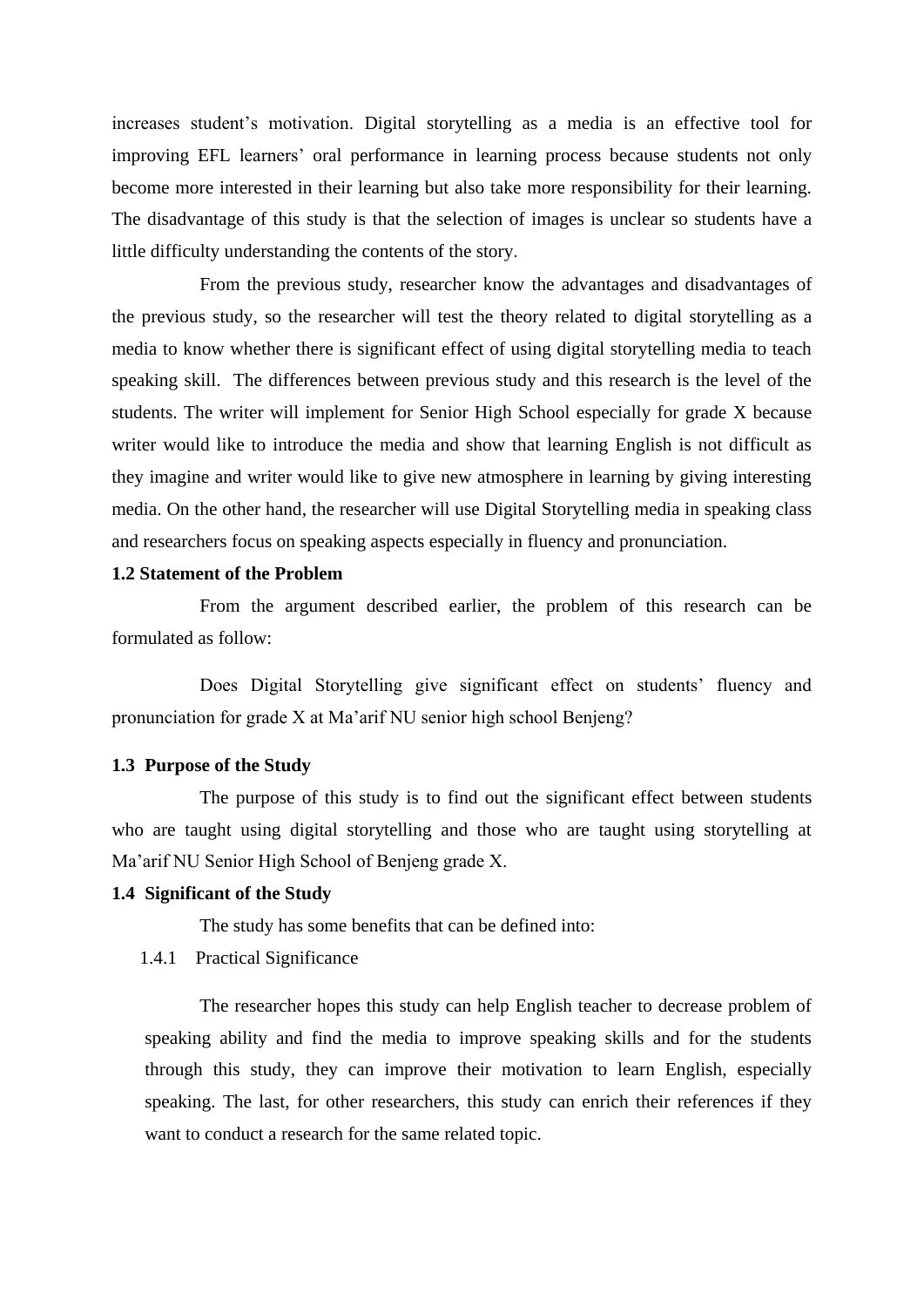increases student's motivation. Digital storytelling as a media is an effective tool for improving EFL learners' oral performance in learning process because students not only become more interested in their learning but also take more responsibility for their learning. The disadvantage of this study is that the selection of images is unclear so students have a little difficulty understanding the contents of the story.

From the previous study, researcher know the advantages and disadvantages of the previous study, so the researcher will test the theory related to digital storytelling as a media to know whether there is significant effect of using digital storytelling media to teach speaking skill. The differences between previous study and this research is the level of the students. The writer will implement for Senior High School especially for grade X because writer would like to introduce the media and show that learning English is not difficult as they imagine and writer would like to give new atmosphere in learning by giving interesting media. On the other hand, the researcher will use Digital Storytelling media in speaking class and researchers focus on speaking aspects especially in fluency and pronunciation.

**1.2 Statement of the Problem**

From the argument described earlier, the problem of this research can be formulated as follow:

Does Digital Storytelling give significant effect on students' fluency and pronunciation for grade X at Ma'arif NU senior high school Benjeng?

**1.3 Purpose of the Study**

The purpose of this study is to find out the significant effect between students who are taught using digital storytelling and those who are taught using storytelling at Ma'arif NU Senior High School of Benjeng grade X.

**1.4 Significant of the Study**

The study has some benefits that can be defined into:

1.4.1 Practical Significance

The researcher hopes this study can help English teacher to decrease problem of speaking ability and find the media to improve speaking skills and for the students through this study, they can improve their motivation to learn English, especially speaking. The last, for other researchers, this study can enrich their references if they want to conduct a research for the same related topic.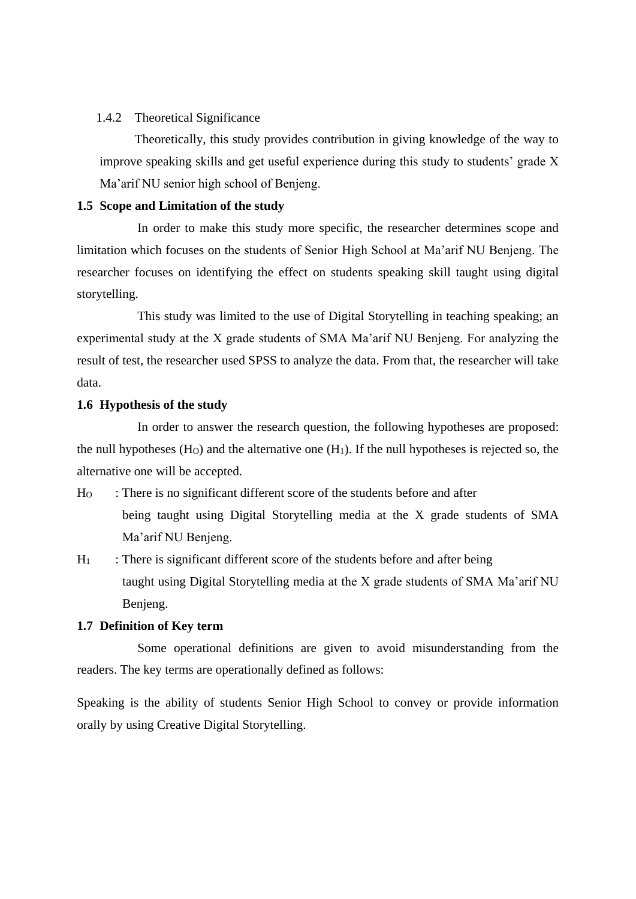#### 1.4.2 Theoretical Significance

Theoretically, this study provides contribution in giving knowledge of the way to improve speaking skills and get useful experience during this study to students' grade X Ma'arif NU senior high school of Benjeng.

### 1.5 Scope and Limitation of the study

In order to make this study more specific, the researcher determines scope and limitation which focuses on the students of Senior High School at Ma'arif NU Benjeng. The researcher focuses on identifying the effect on students speaking skill taught using digital storytelling.

This study was limited to the use of Digital Storytelling in teaching speaking; an experimental study at the X grade students of SMA Ma'arif NU Benjeng. For analyzing the result of test, the researcher used SPSS to analyze the data. From that, the researcher will take data.

### 1.6 Hypothesis of the study

In order to answer the research question, the following hypotheses are proposed: the null hypotheses ($H_O$) and the alternative one ($H_1$). If the null hypotheses is rejected so, the alternative one will be accepted.

$H_O$ : There is no significant different score of the students before and after being taught using Digital Storytelling media at the X grade students of SMA Ma'arif NU Benjeng.

$H_1$ : There is significant different score of the students before and after being taught using Digital Storytelling media at the X grade students of SMA Ma'arif NU Benjeng.

### 1.7 Definition of Key term

Some operational definitions are given to avoid misunderstanding from the readers. The key terms are operationally defined as follows:

Speaking is the ability of students Senior High School to convey or provide information orally by using Creative Digital Storytelling.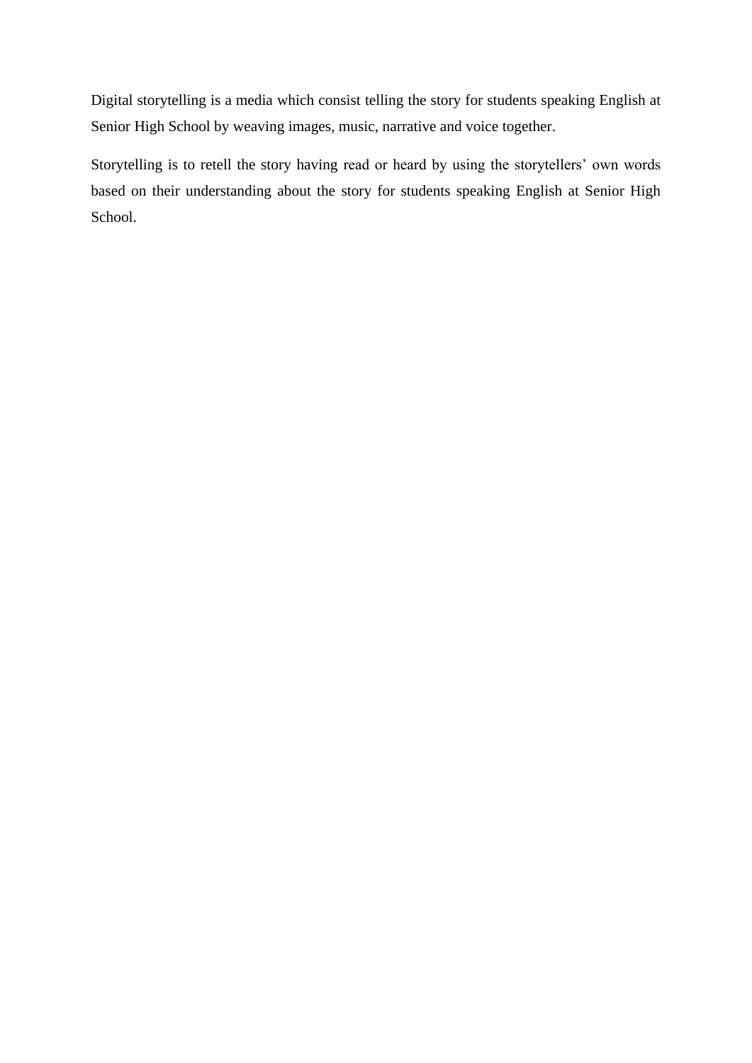Digital storytelling is a media which consist telling the story for students speaking English at Senior High School by weaving images, music, narrative and voice together.

Storytelling is to retell the story having read or heard by using the storytellers' own words based on their understanding about the story for students speaking English at Senior High School.